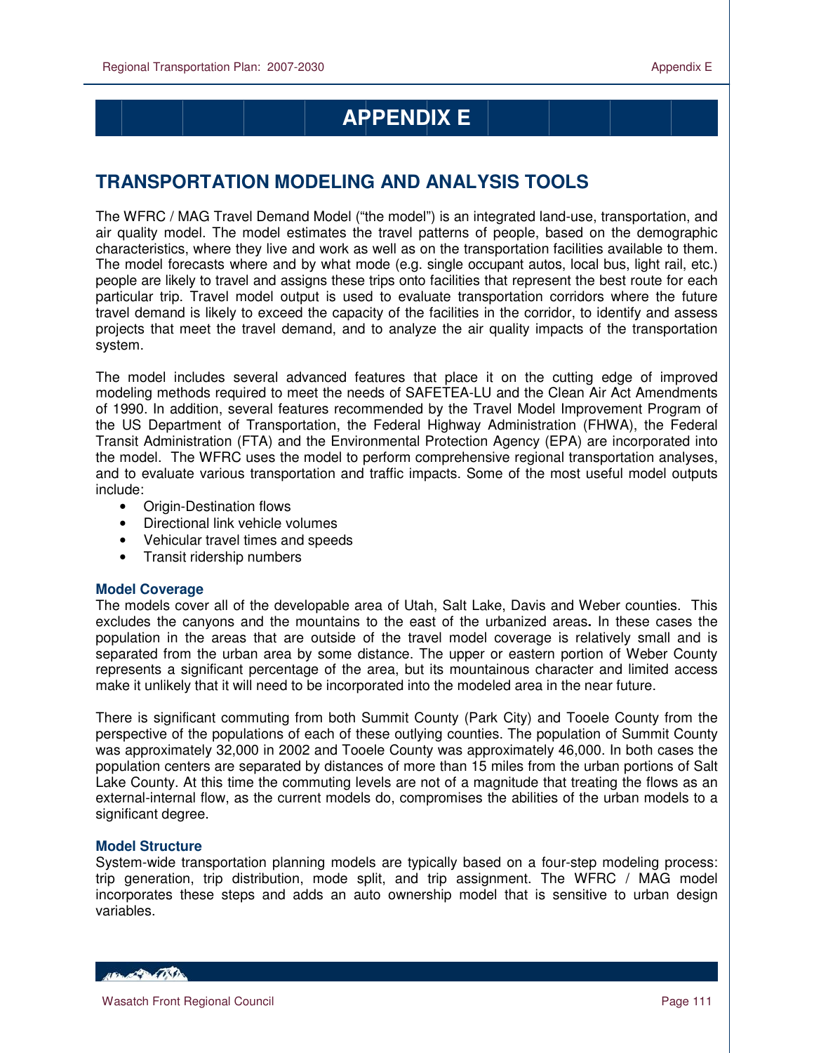# APPENDIX E

## TRANSPORTATION MODELING AND ANALYSIS TOOLS

The WFRC / MAG Travel Demand Model ("the model") is an integrated land-use, transportation, and air quality model. The model estimates the travel patterns of people, based on the demographic characteristics, where they live and work as well as on the transportation facilities available to them. The model forecasts where and by what mode (e.g. single occupant autos, local bus, light rail, etc.) people are likely to travel and assigns these trips onto facilities that represent the best route for each particular trip. Travel model output is used to evaluate transportation corridors where the future travel demand is likely to exceed the capacity of the facilities in the corridor, to identify and assess projects that meet the travel demand, and to analyze the air quality impacts of the transportation system.

The model includes several advanced features that place it on the cutting edge of improved modeling methods required to meet the needs of SAFETEA-LU and the Clean Air Act Amendments of 1990. In addition, several features recommended by the Travel Model Improvement Program of the US Department of Transportation, the Federal Highway Administration (FHWA), the Federal Transit Administration (FTA) and the Environmental Protection Agency (EPA) are incorporated into the model. The WFRC uses the model to perform comprehensive regional transportation analyses, and to evaluate various transportation and traffic impacts. Some of the most useful model outputs include:

- Origin-Destination flows
- Directional link vehicle volumes
- Vehicular travel times and speeds
- Transit ridership numbers

### Model Coverage

The models cover all of the developable area of Utah, Salt Lake, Davis and Weber counties. This excludes the canyons and the mountains to the east of the urbanized areas**.** In these cases the population in the areas that are outside of the travel model coverage is relatively small and is separated from the urban area by some distance. The upper or eastern portion of Weber County represents a significant percentage of the area, but its mountainous character and limited access make it unlikely that it will need to be incorporated into the modeled area in the near future.

There is significant commuting from both Summit County (Park City) and Tooele County from the perspective of the populations of each of these outlying counties. The population of Summit County was approximately 32,000 in 2002 and Tooele County was approximately 46,000. In both cases the population centers are separated by distances of more than 15 miles from the urban portions of Salt Lake County. At this time the commuting levels are not of a magnitude that treating the flows as an external-internal flow, as the current models do, compromises the abilities of the urban models to a significant degree.

### Model Structure

System-wide transportation planning models are typically based on a four-step modeling process: trip generation, trip distribution, mode split, and trip assignment. The WFRC / MAG model incorporates these steps and adds an auto ownership model that is sensitive to urban design variables.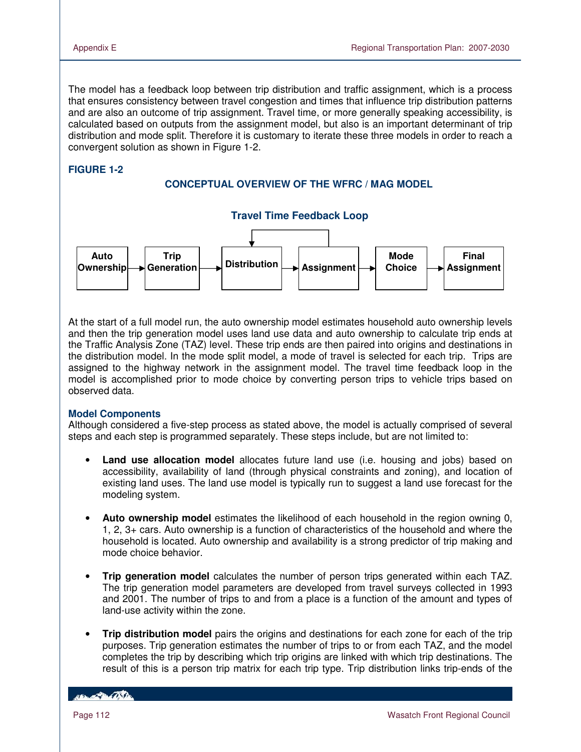The model has a feedback loop between trip distribution and traffic assignment, which is a process that ensures consistency between travel congestion and times that influence trip distribution patterns and are also an outcome of trip assignment. Travel time, or more generally speaking accessibility, is calculated based on outputs from the assignment model, but also is an important determinant of trip distribution and mode split. Therefore it is customary to iterate these three models in order to reach a convergent solution as shown in Figure 1-2.

**FIGURE 1-2**

**CONCEPTUAL OVERVIEW OF THE WFRC / MAG MODEL**

**Travel Time Feedback Loop**

**Auto Ownership** → **Trip Generation** → **Distribution** → **Assignment** → **Mode Choice** → **Final Assignment**

At the start of a full model run, the auto ownership model estimates household auto ownership levels and then the trip generation model uses land use data and auto ownership to calculate trip ends at the Traffic Analysis Zone (TAZ) level. These trip ends are then paired into origins and destinations in the distribution model. In the mode split model, a mode of travel is selected for each trip. Trips are assigned to the highway network in the assignment model. The travel time feedback loop in the model is accomplished prior to mode choice by converting person trips to vehicle trips based on observed data.

### Model Components

Although considered a five-step process as stated above, the model is actually comprised of several steps and each step is programmed separately. These steps include, but are not limited to:

- **Land use allocation model** allocates future land use (i.e. housing and jobs) based on accessibility, availability of land (through physical constraints and zoning), and location of existing land uses. The land use model is typically run to suggest a land use forecast for the modeling system.
- **Auto ownership model** estimates the likelihood of each household in the region owning 0, 1, 2, 3+ cars. Auto ownership is a function of characteristics of the household and where the household is located. Auto ownership and availability is a strong predictor of trip making and mode choice behavior.
- **Trip generation model** calculates the number of person trips generated within each TAZ. The trip generation model parameters are developed from travel surveys collected in 1993 and 2001. The number of trips to and from a place is a function of the amount and types of land-use activity within the zone.
- **Trip distribution model** pairs the origins and destinations for each zone for each of the trip purposes. Trip generation estimates the number of trips to or from each TAZ, and the model completes the trip by describing which trip origins are linked with which trip destinations. The result of this is a person trip matrix for each trip type. Trip distribution links trip-ends of the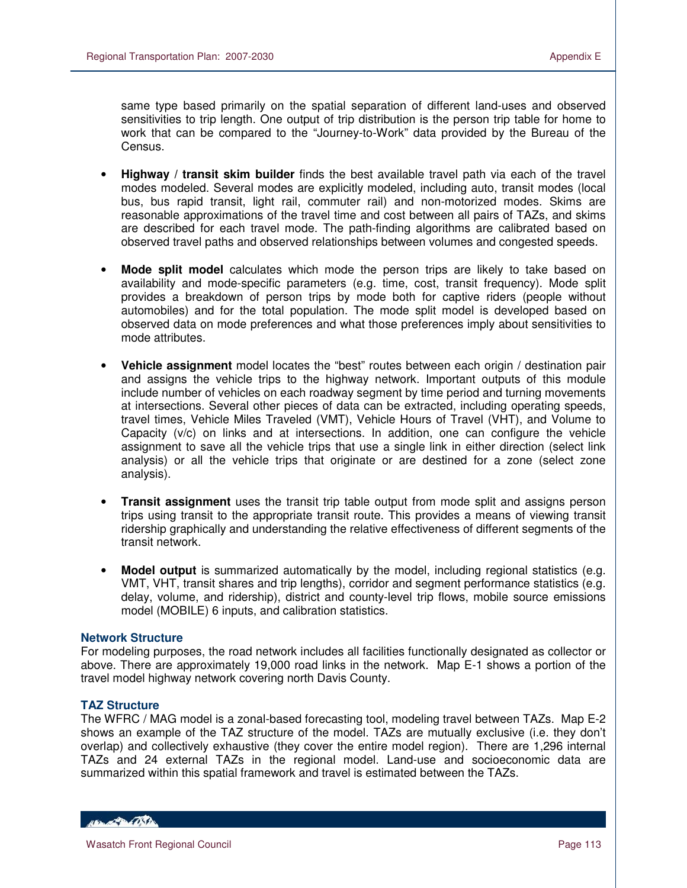same type based primarily on the spatial separation of different land-uses and observed sensitivities to trip length. One output of trip distribution is the person trip table for home to work that can be compared to the "Journey-to-Work" data provided by the Bureau of the Census.

- **Highway / transit skim builder** finds the best available travel path via each of the travel modes modeled. Several modes are explicitly modeled, including auto, transit modes (local bus, bus rapid transit, light rail, commuter rail) and non-motorized modes. Skims are reasonable approximations of the travel time and cost between all pairs of TAZs, and skims are described for each travel mode. The path-finding algorithms are calibrated based on observed travel paths and observed relationships between volumes and congested speeds.

- **Mode split model** calculates which mode the person trips are likely to take based on availability and mode-specific parameters (e.g. time, cost, transit frequency). Mode split provides a breakdown of person trips by mode both for captive riders (people without automobiles) and for the total population. The mode split model is developed based on observed data on mode preferences and what those preferences imply about sensitivities to mode attributes.

- **Vehicle assignment** model locates the "best" routes between each origin / destination pair and assigns the vehicle trips to the highway network. Important outputs of this module include number of vehicles on each roadway segment by time period and turning movements at intersections. Several other pieces of data can be extracted, including operating speeds, travel times, Vehicle Miles Traveled (VMT), Vehicle Hours of Travel (VHT), and Volume to Capacity (v/c) on links and at intersections. In addition, one can configure the vehicle assignment to save all the vehicle trips that use a single link in either direction (select link analysis) or all the vehicle trips that originate or are destined for a zone (select zone analysis).

- **Transit assignment** uses the transit trip table output from mode split and assigns person trips using transit to the appropriate transit route. This provides a means of viewing transit ridership graphically and understanding the relative effectiveness of different segments of the transit network.

- **Model output** is summarized automatically by the model, including regional statistics (e.g. VMT, VHT, transit shares and trip lengths), corridor and segment performance statistics (e.g. delay, volume, and ridership), district and county-level trip flows, mobile source emissions model (MOBILE) 6 inputs, and calibration statistics.

### Network Structure

For modeling purposes, the road network includes all facilities functionally designated as collector or above. There are approximately 19,000 road links in the network. Map E-1 shows a portion of the travel model highway network covering north Davis County.

### TAZ Structure

The WFRC / MAG model is a zonal-based forecasting tool, modeling travel between TAZs. Map E-2 shows an example of the TAZ structure of the model. TAZs are mutually exclusive (i.e. they don't overlap) and collectively exhaustive (they cover the entire model region). There are 1,296 internal TAZs and 24 external TAZs in the regional model. Land-use and socioeconomic data are summarized within this spatial framework and travel is estimated between the TAZs.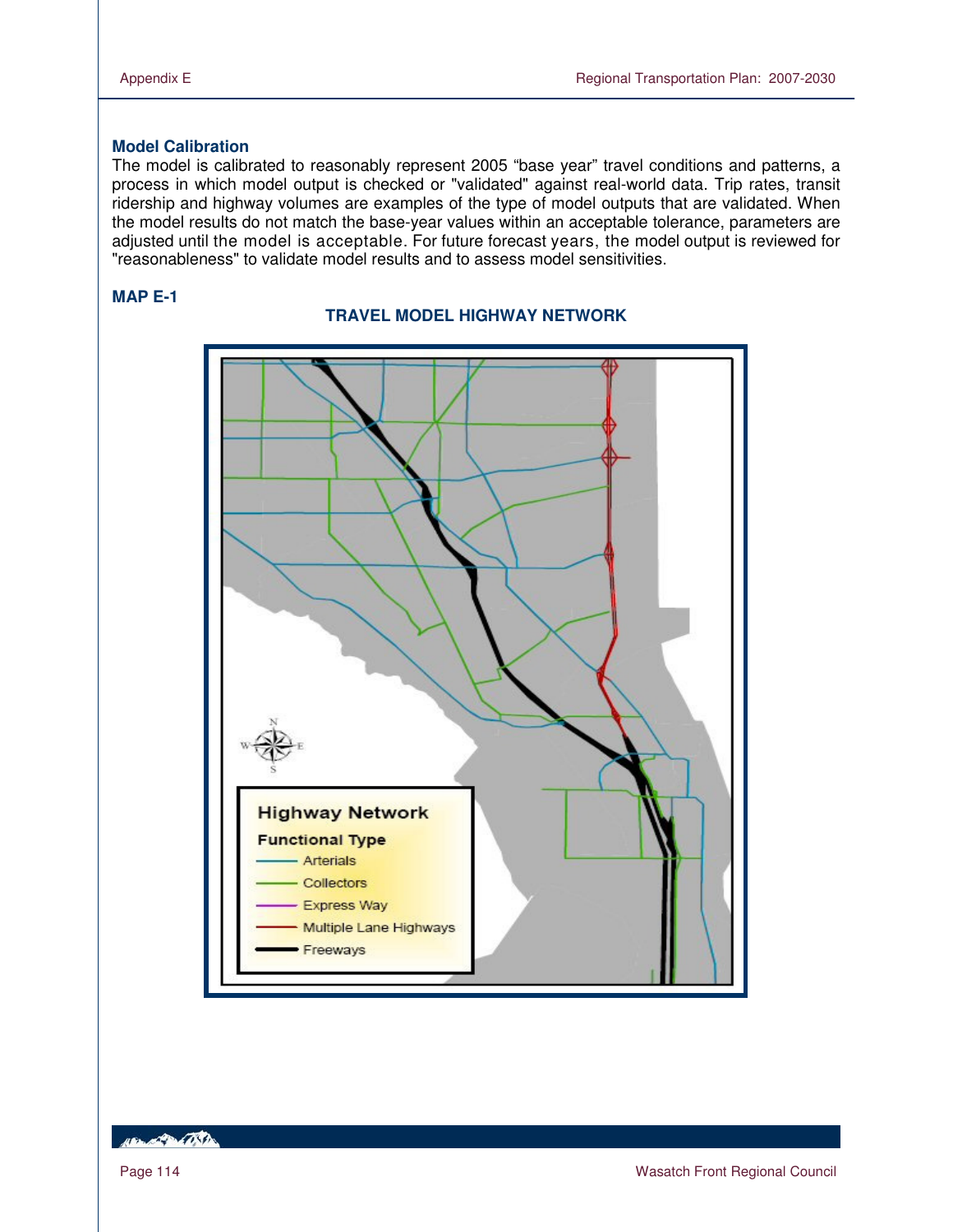## Model Calibration

The model is calibrated to reasonably represent 2005 “base year” travel conditions and patterns, a process in which model output is checked or "validated" against real-world data. Trip rates, transit ridership and highway volumes are examples of the type of model outputs that are validated. When the model results do not match the base-year values within an acceptable tolerance, parameters are adjusted until the model is acceptable. For future forecast years, the model output is reviewed for "reasonableness" to validate model results and to assess model sensitivities.

**MAP E-1**

**TRAVEL MODEL HIGHWAY NETWORK**

Highway Network

Functional Type

- Arterials
- Collectors
- Express Way
- Multiple Lane Highways
- Freeways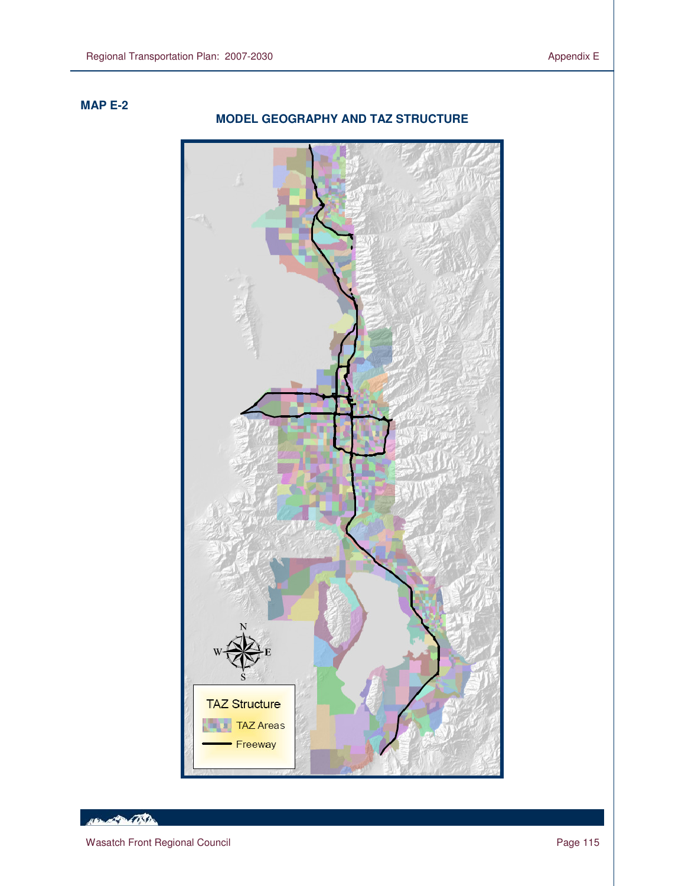**MAP E-2**

**MODEL GEOGRAPHY AND TAZ STRUCTURE**

TAZ Structure

TAZ Areas

Freeway